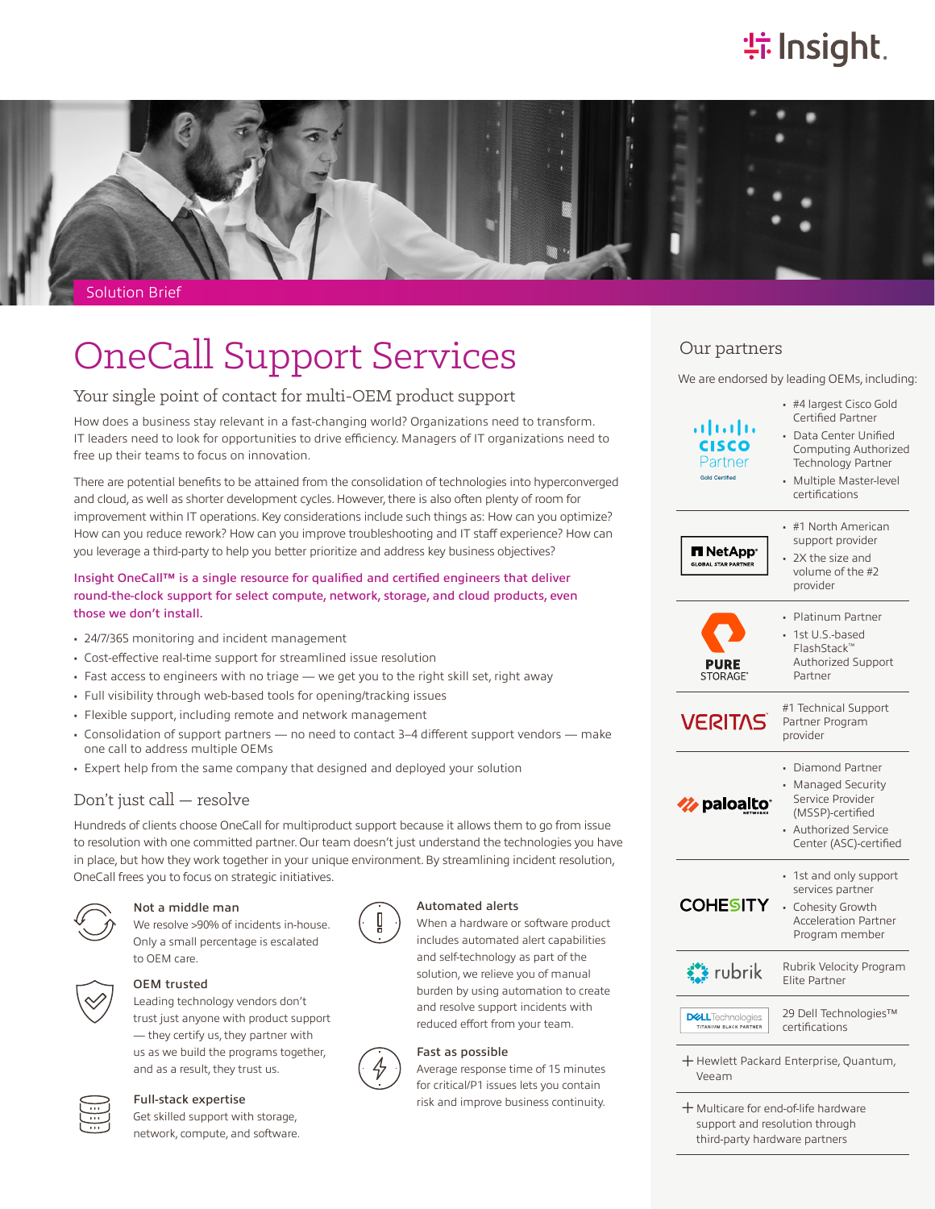Solution Brief

# OneCall Support Services

## Your single point of contact for multi-OEM product support

How does a business stay relevant in a fast-changing world? Organizations need to transform. IT leaders need to look for opportunities to drive efficiency. Managers of IT organizations need to free up their teams to focus on innovation.

There are potential benefits to be attained from the consolidation of technologies into hyperconverged and cloud, as well as shorter development cycles. However, there is also often plenty of room for improvement within IT operations. Key considerations include such things as: How can you optimize? How can you reduce rework? How can you improve troubleshooting and IT staff experience? How can you leverage a third-party to help you better prioritize and address key business objectives?

Insight OneCall™ is a single resource for qualified and certified engineers that deliver round-the-clock support for select compute, network, storage, and cloud products, even those we don't install.

- 24/7/365 monitoring and incident management
- Cost-effective real-time support for streamlined issue resolution
- Fast access to engineers with no triage — we get you to the right skill set, right away
- Full visibility through web-based tools for opening/tracking issues
- Flexible support, including remote and network management
- Consolidation of support partners — no need to contact 3–4 different support vendors — make one call to address multiple OEMs
- Expert help from the same company that designed and deployed your solution

## Don't just call — resolve

Hundreds of clients choose OneCall for multiproduct support because it allows them to go from issue to resolution with one committed partner. Our team doesn't just understand the technologies you have in place, but how they work together in your unique environment. By streamlining incident resolution, OneCall frees you to focus on strategic initiatives.

### Not a middle man

We resolve >90% of incidents in-house. Only a small percentage is escalated to OEM care.

### OEM trusted

Leading technology vendors don't trust just anyone with product support — they certify us, they partner with us as we build the programs together, and as a result, they trust us.

### Full-stack expertise

Get skilled support with storage, network, compute, and software.

### Automated alerts

When a hardware or software product includes automated alert capabilities and self-technology as part of the solution, we relieve you of manual burden by using automation to create and resolve support incidents with reduced effort from your team.

### Fast as possible

Average response time of 15 minutes for critical/P1 issues lets you contain risk and improve business continuity.

## Our partners

We are endorsed by leading OEMs, including:

**Cisco Partner (Gold Certified)**
- #4 largest Cisco Gold Certified Partner
- Data Center Unified Computing Authorized Technology Partner
- Multiple Master-level certifications

**NetApp (Global Star Partner)**
- #1 North American support provider
- 2X the size and volume of the #2 provider

**Pure Storage**
- Platinum Partner
- 1st U.S.-based FlashStack™ Authorized Support Partner

**Veritas**

#1 Technical Support Partner Program provider

**Palo Alto Networks**
- Diamond Partner
- Managed Security Service Provider (MSSP)-certified
- Authorized Service Center (ASC)-certified

**Cohesity**
- 1st and only support services partner
- Cohesity Growth Acceleration Partner Program member

**Rubrik**

Rubrik Velocity Program Elite Partner

**Dell Technologies (Titanium Black Partner)**

29 Dell Technologies™ certifications

+ Hewlett Packard Enterprise, Quantum, Veeam

+ Multicare for end-of-life hardware support and resolution through third-party hardware partners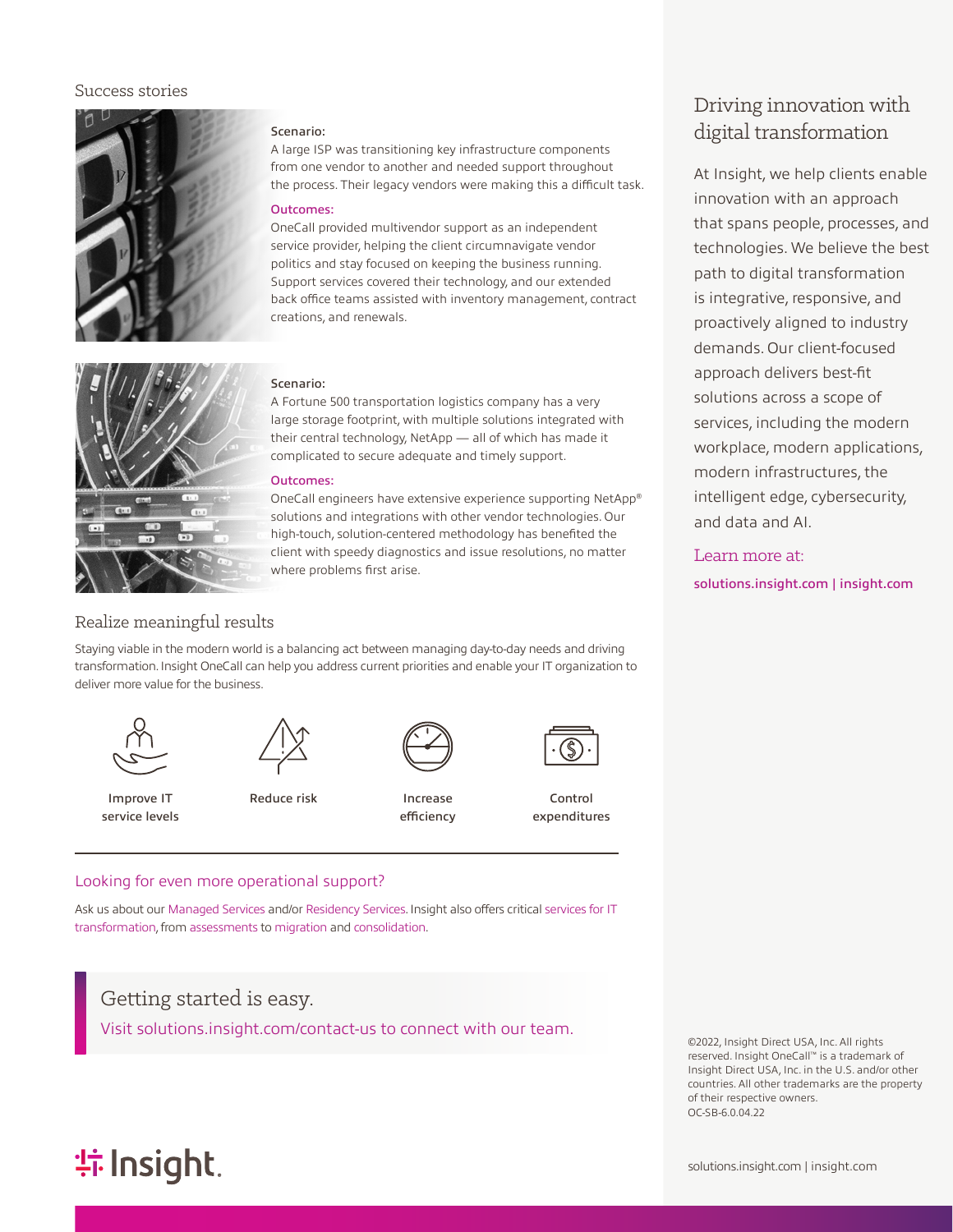## Success stories

**Scenario:**

A large ISP was transitioning key infrastructure components from one vendor to another and needed support throughout the process. Their legacy vendors were making this a difficult task.

**Outcomes:**

OneCall provided multivendor support as an independent service provider, helping the client circumnavigate vendor politics and stay focused on keeping the business running. Support services covered their technology, and our extended back office teams assisted with inventory management, contract creations, and renewals.

**Scenario:**

A Fortune 500 transportation logistics company has a very large storage footprint, with multiple solutions integrated with their central technology, NetApp — all of which has made it complicated to secure adequate and timely support.

**Outcomes:**

OneCall engineers have extensive experience supporting NetApp® solutions and integrations with other vendor technologies. Our high-touch, solution-centered methodology has benefited the client with speedy diagnostics and issue resolutions, no matter where problems first arise.

## Realize meaningful results

Staying viable in the modern world is a balancing act between managing day-to-day needs and driving transformation. Insight OneCall can help you address current priorities and enable your IT organization to deliver more value for the business.

- Improve IT service levels
- Reduce risk
- Increase efficiency
- Control expenditures

### Looking for even more operational support?

Ask us about our Managed Services and/or Residency Services. Insight also offers critical services for IT transformation, from assessments to migration and consolidation.

## Getting started is easy.

Visit solutions.insight.com/contact-us to connect with our team.

## Driving innovation with digital transformation

At Insight, we help clients enable innovation with an approach that spans people, processes, and technologies. We believe the best path to digital transformation is integrative, responsive, and proactively aligned to industry demands. Our client-focused approach delivers best-fit solutions across a scope of services, including the modern workplace, modern applications, modern infrastructures, the intelligent edge, cybersecurity, and data and AI.

Learn more at:

solutions.insight.com | insight.com

©2022, Insight Direct USA, Inc. All rights reserved. Insight OneCall™ is a trademark of Insight Direct USA, Inc. in the U.S. and/or other countries. All other trademarks are the property of their respective owners.
OC-SB-6.0.04.22

Insight.

solutions.insight.com | insight.com